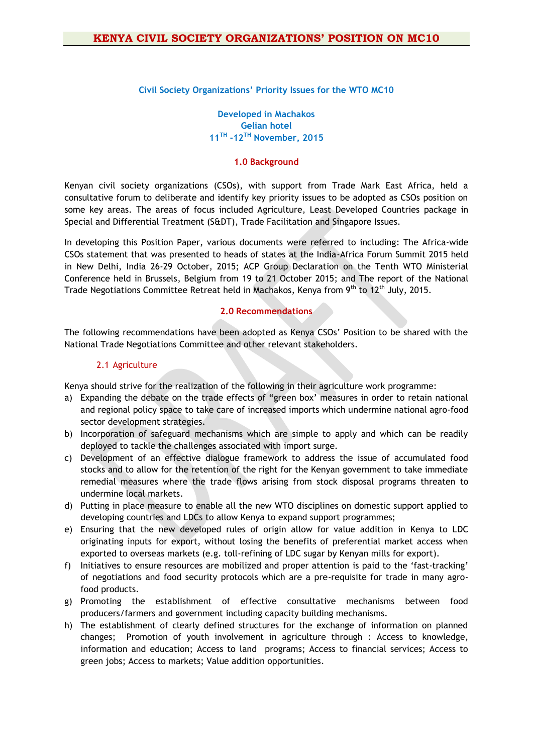# KENYA CIVIL SOCIETY ORGANIZATIONS' POSITION ON MC10

**Civil Society Organizations' Priority Issues for the WTO MC10**

**Developed in Machakos**
**Gelian hotel**
**11TH -12TH November, 2015**

## 1.0 Background

Kenyan civil society organizations (CSOs), with support from Trade Mark East Africa, held a consultative forum to deliberate and identify key priority issues to be adopted as CSOs position on some key areas. The areas of focus included Agriculture, Least Developed Countries package in Special and Differential Treatment (S&DT), Trade Facilitation and Singapore Issues.

In developing this Position Paper, various documents were referred to including: The Africa-wide CSOs statement that was presented to heads of states at the India-Africa Forum Summit 2015 held in New Delhi, India 26-29 October, 2015; ACP Group Declaration on the Tenth WTO Ministerial Conference held in Brussels, Belgium from 19 to 21 October 2015; and The report of the National Trade Negotiations Committee Retreat held in Machakos, Kenya from 9th to 12th July, 2015.

## 2.0 Recommendations

The following recommendations have been adopted as Kenya CSOs' Position to be shared with the National Trade Negotiations Committee and other relevant stakeholders.

### 2.1 Agriculture

Kenya should strive for the realization of the following in their agriculture work programme:

a) Expanding the debate on the trade effects of "green box' measures in order to retain national and regional policy space to take care of increased imports which undermine national agro-food sector development strategies.
b) Incorporation of safeguard mechanisms which are simple to apply and which can be readily deployed to tackle the challenges associated with import surge.
c) Development of an effective dialogue framework to address the issue of accumulated food stocks and to allow for the retention of the right for the Kenyan government to take immediate remedial measures where the trade flows arising from stock disposal programs threaten to undermine local markets.
d) Putting in place measure to enable all the new WTO disciplines on domestic support applied to developing countries and LDCs to allow Kenya to expand support programmes;
e) Ensuring that the new developed rules of origin allow for value addition in Kenya to LDC originating inputs for export, without losing the benefits of preferential market access when exported to overseas markets (e.g. toll-refining of LDC sugar by Kenyan mills for export).
f) Initiatives to ensure resources are mobilized and proper attention is paid to the 'fast-tracking' of negotiations and food security protocols which are a pre-requisite for trade in many agro-food products.
g) Promoting the establishment of effective consultative mechanisms between food producers/farmers and government including capacity building mechanisms.
h) The establishment of clearly defined structures for the exchange of information on planned changes; Promotion of youth involvement in agriculture through : Access to knowledge, information and education; Access to land programs; Access to financial services; Access to green jobs; Access to markets; Value addition opportunities.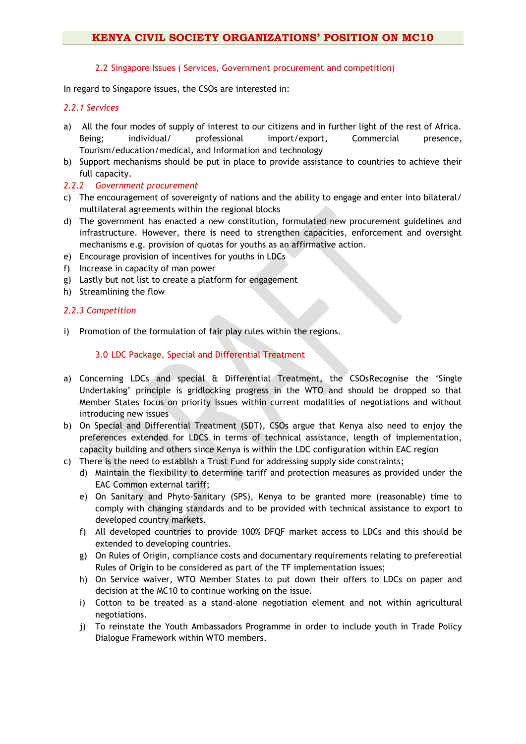### 2.2 Singapore Issues ( Services, Government procurement and competition)

In regard to Singapore issues, the CSOs are interested in:

#### *2.2.1 Services*

a) All the four modes of supply of interest to our citizens and in further light of the rest of Africa. Being; individual/ professional import/export, Commercial presence, Tourism/education/medical, and Information and technology
b) Support mechanisms should be put in place to provide assistance to countries to achieve their full capacity.

#### *2.2.2 Government procurement*

c) The encouragement of sovereignty of nations and the ability to engage and enter into bilateral/ multilateral agreements within the regional blocks
d) The government has enacted a new constitution, formulated new procurement guidelines and infrastructure. However, there is need to strengthen capacities, enforcement and oversight mechanisms e.g. provision of quotas for youths as an affirmative action.
e) Encourage provision of incentives for youths in LDCs
f) Increase in capacity of man power
g) Lastly but not list to create a platform for engagement
h) Streamlining the flow

#### *2.2.3 Competition*

i) Promotion of the formulation of fair play rules within the regions.

### 3.0 LDC Package, Special and Differential Treatment

a) Concerning LDCs and special & Differential Treatment, the CSOsRecognise the 'Single Undertaking' principle is gridlocking progress in the WTO and should be dropped so that Member States focus on priority issues within current modalities of negotiations and without introducing new issues
b) On Special and Differential Treatment (SDT), CSOs argue that Kenya also need to enjoy the preferences extended for LDCS in terms of technical assistance, length of implementation, capacity building and others since Kenya is within the LDC configuration within EAC region
c) There is the need to establish a Trust Fund for addressing supply side constraints;
    d) Maintain the flexibility to determine tariff and protection measures as provided under the EAC Common external tariff;
    e) On Sanitary and Phyto-Sanitary (SPS), Kenya to be granted more (reasonable) time to comply with changing standards and to be provided with technical assistance to export to developed country markets.
    f) All developed countries to provide 100% DFQF market access to LDCs and this should be extended to developing countries.
    g) On Rules of Origin, compliance costs and documentary requirements relating to preferential Rules of Origin to be considered as part of the TF implementation issues;
    h) On Service waiver, WTO Member States to put down their offers to LDCs on paper and decision at the MC10 to continue working on the issue.
    i) Cotton to be treated as a stand-alone negotiation element and not within agricultural negotiations.
    j) To reinstate the Youth Ambassadors Programme in order to include youth in Trade Policy Dialogue Framework within WTO members.